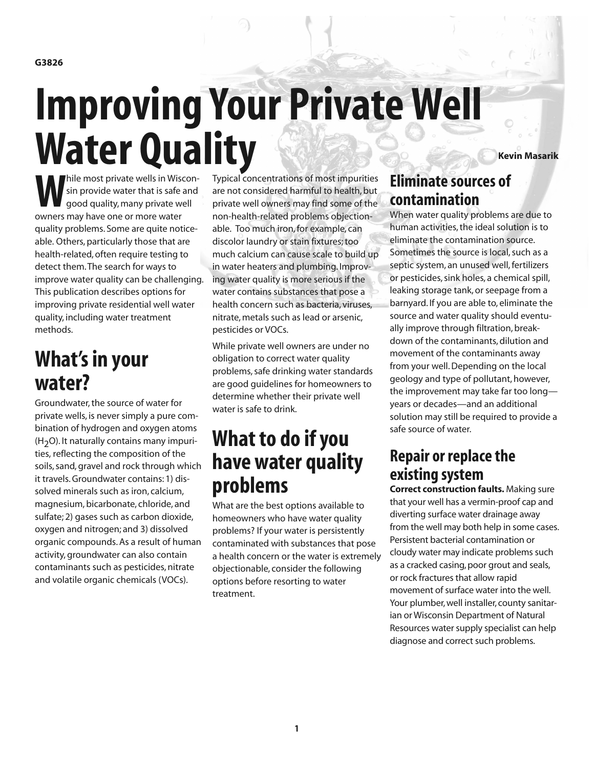G3826

# Improving Your Private Well Water Quality

Kevin Masarik

While most private wells in Wisconsin provide water that is safe and good quality, many private well owners may have one or more water quality problems. Some are quite noticeable. Others, particularly those that are health-related, often require testing to detect them. The search for ways to improve water quality can be challenging. This publication describes options for improving private residential well water quality, including water treatment methods.

## What's in your water?

Groundwater, the source of water for private wells, is never simply a pure combination of hydrogen and oxygen atoms ($H_2O$). It naturally contains many impurities, reflecting the composition of the soils, sand, gravel and rock through which it travels. Groundwater contains: 1) dissolved minerals such as iron, calcium, magnesium, bicarbonate, chloride, and sulfate; 2) gases such as carbon dioxide, oxygen and nitrogen; and 3) dissolved organic compounds. As a result of human activity, groundwater can also contain contaminants such as pesticides, nitrate and volatile organic chemicals (VOCs).

Typical concentrations of most impurities are not considered harmful to health, but private well owners may find some of the non-health-related problems objectionable. Too much iron, for example, can discolor laundry or stain fixtures; too much calcium can cause scale to build up in water heaters and plumbing. Improving water quality is more serious if the water contains substances that pose a health concern such as bacteria, viruses, nitrate, metals such as lead or arsenic, pesticides or VOCs.

While private well owners are under no obligation to correct water quality problems, safe drinking water standards are good guidelines for homeowners to determine whether their private well water is safe to drink.

## What to do if you have water quality problems

What are the best options available to homeowners who have water quality problems? If your water is persistently contaminated with substances that pose a health concern or the water is extremely objectionable, consider the following options before resorting to water treatment.

### Eliminate sources of contamination

When water quality problems are due to human activities, the ideal solution is to eliminate the contamination source. Sometimes the source is local, such as a septic system, an unused well, fertilizers or pesticides, sink holes, a chemical spill, leaking storage tank, or seepage from a barnyard. If you are able to, eliminate the source and water quality should eventually improve through filtration, breakdown of the contaminants, dilution and movement of the contaminants away from your well. Depending on the local geology and type of pollutant, however, the improvement may take far too long—years or decades—and an additional solution may still be required to provide a safe source of water.

### Repair or replace the existing system

**Correct construction faults.** Making sure that your well has a vermin-proof cap and diverting surface water drainage away from the well may both help in some cases. Persistent bacterial contamination or cloudy water may indicate problems such as a cracked casing, poor grout and seals, or rock fractures that allow rapid movement of surface water into the well. Your plumber, well installer, county sanitarian or Wisconsin Department of Natural Resources water supply specialist can help diagnose and correct such problems.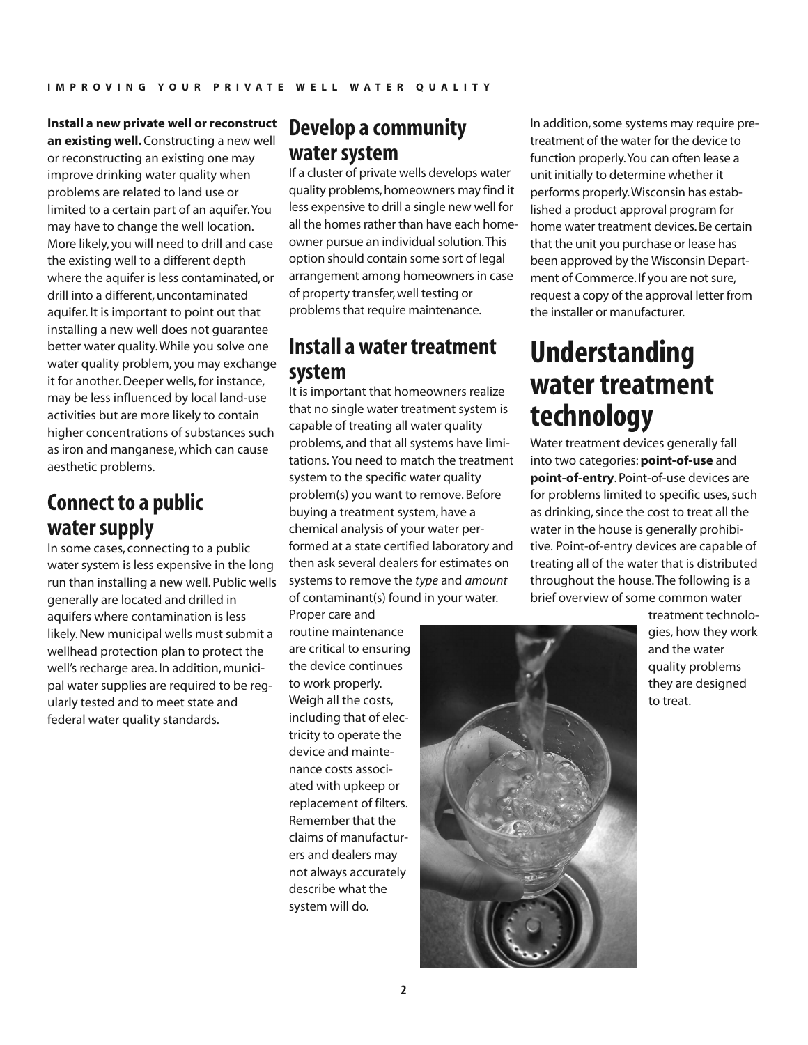**Install a new private well or reconstruct an existing well.** Constructing a new well or reconstructing an existing one may improve drinking water quality when problems are related to land use or limited to a certain part of an aquifer. You may have to change the well location. More likely, you will need to drill and case the existing well to a different depth where the aquifer is less contaminated, or drill into a different, uncontaminated aquifer. It is important to point out that installing a new well does not guarantee better water quality. While you solve one water quality problem, you may exchange it for another. Deeper wells, for instance, may be less influenced by local land-use activities but are more likely to contain higher concentrations of substances such as iron and manganese, which can cause aesthetic problems.

## Connect to a public water supply

In some cases, connecting to a public water system is less expensive in the long run than installing a new well. Public wells generally are located and drilled in aquifers where contamination is less likely. New municipal wells must submit a wellhead protection plan to protect the well's recharge area. In addition, municipal water supplies are required to be regularly tested and to meet state and federal water quality standards.

## Develop a community water system

If a cluster of private wells develops water quality problems, homeowners may find it less expensive to drill a single new well for all the homes rather than have each homeowner pursue an individual solution. This option should contain some sort of legal arrangement among homeowners in case of property transfer, well testing or problems that require maintenance.

## Install a water treatment system

It is important that homeowners realize that no single water treatment system is capable of treating all water quality problems, and that all systems have limitations. You need to match the treatment system to the specific water quality problem(s) you want to remove. Before buying a treatment system, have a chemical analysis of your water performed at a state certified laboratory and then ask several dealers for estimates on systems to remove the *type* and *amount* of contaminant(s) found in your water. Proper care and routine maintenance are critical to ensuring the device continues to work properly. Weigh all the costs, including that of electricity to operate the device and maintenance costs associated with upkeep or replacement of filters. Remember that the claims of manufacturers and dealers may not always accurately describe what the system will do.

In addition, some systems may require pretreatment of the water for the device to function properly. You can often lease a unit initially to determine whether it performs properly. Wisconsin has established a product approval program for home water treatment devices. Be certain that the unit you purchase or lease has been approved by the Wisconsin Department of Commerce. If you are not sure, request a copy of the approval letter from the installer or manufacturer.

# Understanding water treatment technology

Water treatment devices generally fall into two categories: **point-of-use** and **point-of-entry**. Point-of-use devices are for problems limited to specific uses, such as drinking, since the cost to treat all the water in the house is generally prohibitive. Point-of-entry devices are capable of treating all of the water that is distributed throughout the house. The following is a brief overview of some common water treatment technologies, how they work and the water quality problems they are designed to treat.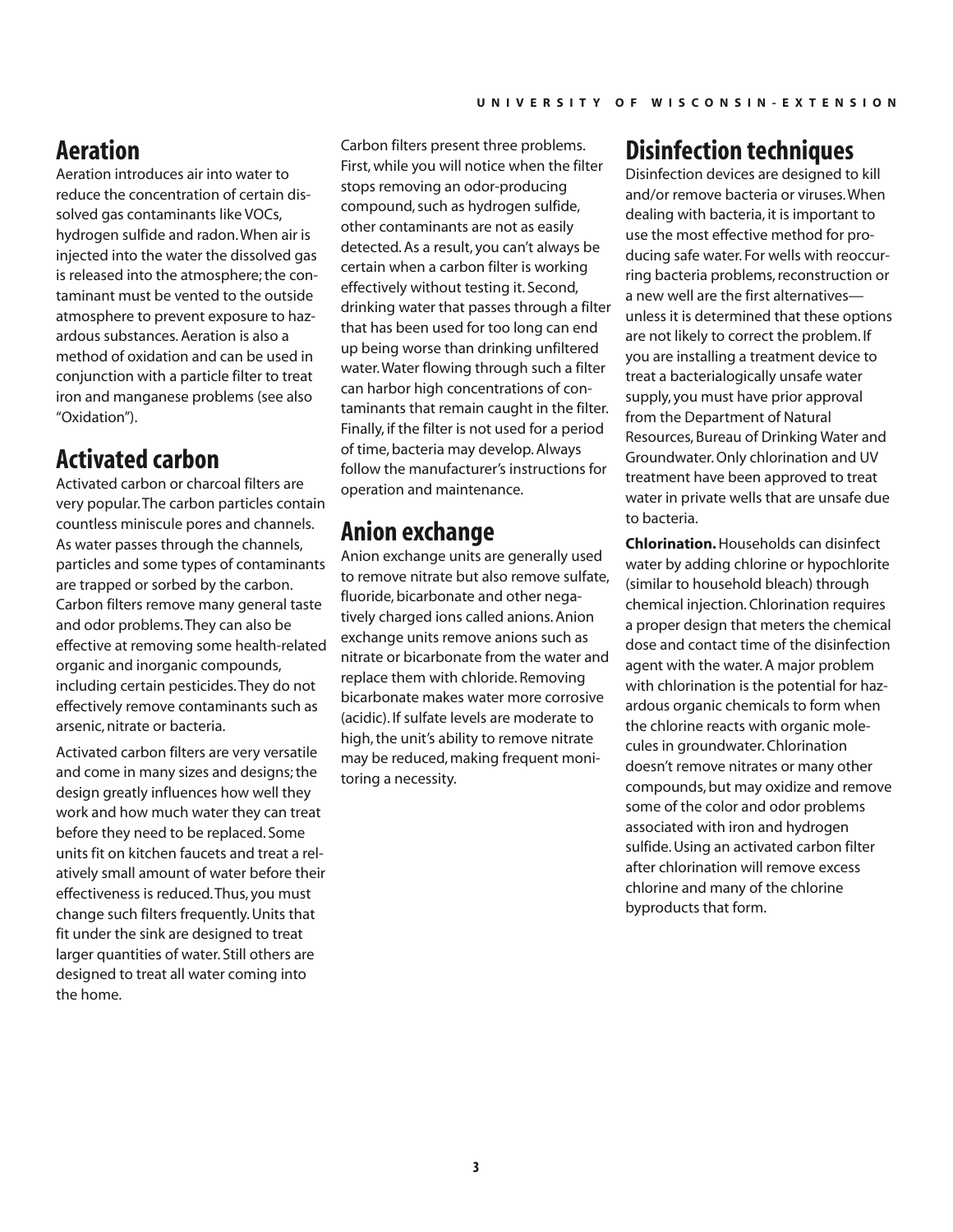## Aeration

Aeration introduces air into water to reduce the concentration of certain dissolved gas contaminants like VOCs, hydrogen sulfide and radon. When air is injected into the water the dissolved gas is released into the atmosphere; the contaminant must be vented to the outside atmosphere to prevent exposure to hazardous substances. Aeration is also a method of oxidation and can be used in conjunction with a particle filter to treat iron and manganese problems (see also "Oxidation").

## Activated carbon

Activated carbon or charcoal filters are very popular. The carbon particles contain countless miniscule pores and channels. As water passes through the channels, particles and some types of contaminants are trapped or sorbed by the carbon. Carbon filters remove many general taste and odor problems. They can also be effective at removing some health-related organic and inorganic compounds, including certain pesticides. They do not effectively remove contaminants such as arsenic, nitrate or bacteria.

Activated carbon filters are very versatile and come in many sizes and designs; the design greatly influences how well they work and how much water they can treat before they need to be replaced. Some units fit on kitchen faucets and treat a relatively small amount of water before their effectiveness is reduced. Thus, you must change such filters frequently. Units that fit under the sink are designed to treat larger quantities of water. Still others are designed to treat all water coming into the home.

Carbon filters present three problems. First, while you will notice when the filter stops removing an odor-producing compound, such as hydrogen sulfide, other contaminants are not as easily detected. As a result, you can't always be certain when a carbon filter is working effectively without testing it. Second, drinking water that passes through a filter that has been used for too long can end up being worse than drinking unfiltered water. Water flowing through such a filter can harbor high concentrations of contaminants that remain caught in the filter. Finally, if the filter is not used for a period of time, bacteria may develop. Always follow the manufacturer's instructions for operation and maintenance.

## Anion exchange

Anion exchange units are generally used to remove nitrate but also remove sulfate, fluoride, bicarbonate and other negatively charged ions called anions. Anion exchange units remove anions such as nitrate or bicarbonate from the water and replace them with chloride. Removing bicarbonate makes water more corrosive (acidic). If sulfate levels are moderate to high, the unit's ability to remove nitrate may be reduced, making frequent monitoring a necessity.

## Disinfection techniques

Disinfection devices are designed to kill and/or remove bacteria or viruses. When dealing with bacteria, it is important to use the most effective method for producing safe water. For wells with reoccurring bacteria problems, reconstruction or a new well are the first alternatives—unless it is determined that these options are not likely to correct the problem. If you are installing a treatment device to treat a bacterialogically unsafe water supply, you must have prior approval from the Department of Natural Resources, Bureau of Drinking Water and Groundwater. Only chlorination and UV treatment have been approved to treat water in private wells that are unsafe due to bacteria.

**Chlorination.** Households can disinfect water by adding chlorine or hypochlorite (similar to household bleach) through chemical injection. Chlorination requires a proper design that meters the chemical dose and contact time of the disinfection agent with the water. A major problem with chlorination is the potential for hazardous organic chemicals to form when the chlorine reacts with organic molecules in groundwater. Chlorination doesn't remove nitrates or many other compounds, but may oxidize and remove some of the color and odor problems associated with iron and hydrogen sulfide. Using an activated carbon filter after chlorination will remove excess chlorine and many of the chlorine byproducts that form.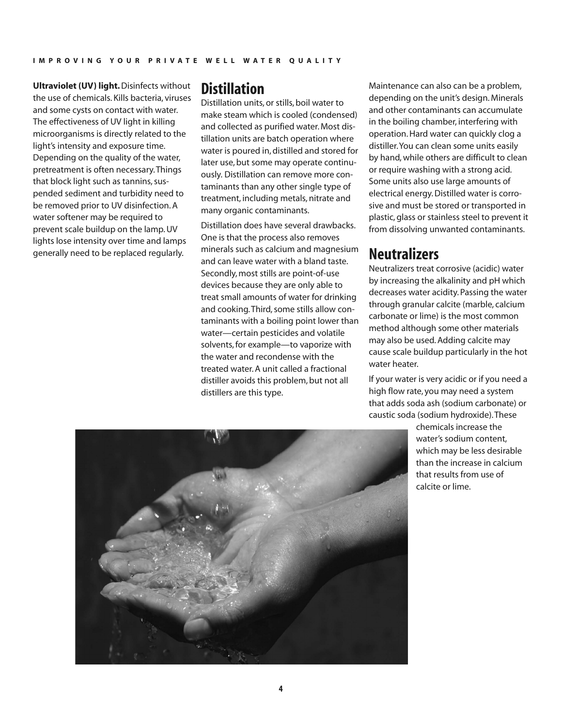**Ultraviolet (UV) light.** Disinfects without the use of chemicals. Kills bacteria, viruses and some cysts on contact with water. The effectiveness of UV light in killing microorganisms is directly related to the light's intensity and exposure time. Depending on the quality of the water, pretreatment is often necessary. Things that block light such as tannins, suspended sediment and turbidity need to be removed prior to UV disinfection. A water softener may be required to prevent scale buildup on the lamp. UV lights lose intensity over time and lamps generally need to be replaced regularly.

## Distillation

Distillation units, or stills, boil water to make steam which is cooled (condensed) and collected as purified water. Most distillation units are batch operation where water is poured in, distilled and stored for later use, but some may operate continuously. Distillation can remove more contaminants than any other single type of treatment, including metals, nitrate and many organic contaminants.

Distillation does have several drawbacks. One is that the process also removes minerals such as calcium and magnesium and can leave water with a bland taste. Secondly, most stills are point-of-use devices because they are only able to treat small amounts of water for drinking and cooking. Third, some stills allow contaminants with a boiling point lower than water—certain pesticides and volatile solvents, for example—to vaporize with the water and recondense with the treated water. A unit called a fractional distiller avoids this problem, but not all distillers are this type.

Maintenance can also can be a problem, depending on the unit's design. Minerals and other contaminants can accumulate in the boiling chamber, interfering with operation. Hard water can quickly clog a distiller. You can clean some units easily by hand, while others are difficult to clean or require washing with a strong acid. Some units also use large amounts of electrical energy. Distilled water is corrosive and must be stored or transported in plastic, glass or stainless steel to prevent it from dissolving unwanted contaminants.

## Neutralizers

Neutralizers treat corrosive (acidic) water by increasing the alkalinity and pH which decreases water acidity. Passing the water through granular calcite (marble, calcium carbonate or lime) is the most common method although some other materials may also be used. Adding calcite may cause scale buildup particularly in the hot water heater.

If your water is very acidic or if you need a high flow rate, you may need a system that adds soda ash (sodium carbonate) or caustic soda (sodium hydroxide). These chemicals increase the water's sodium content, which may be less desirable than the increase in calcium that results from use of calcite or lime.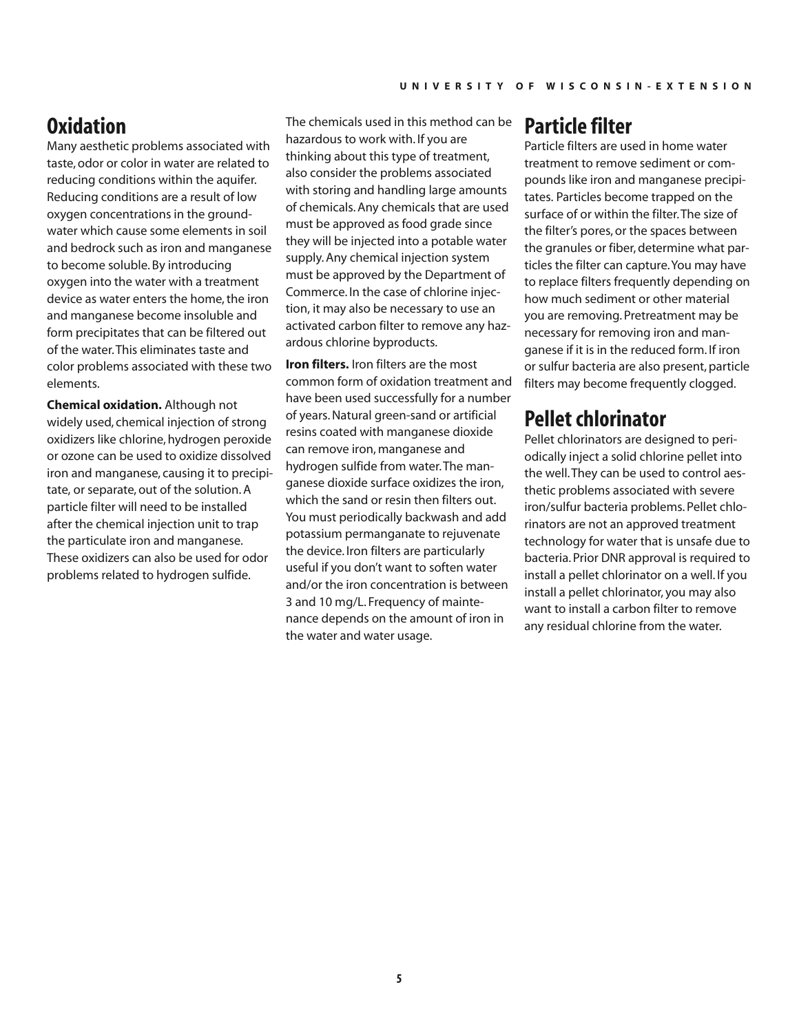## Oxidation

Many aesthetic problems associated with taste, odor or color in water are related to reducing conditions within the aquifer. Reducing conditions are a result of low oxygen concentrations in the groundwater which cause some elements in soil and bedrock such as iron and manganese to become soluble. By introducing oxygen into the water with a treatment device as water enters the home, the iron and manganese become insoluble and form precipitates that can be filtered out of the water. This eliminates taste and color problems associated with these two elements.

**Chemical oxidation.** Although not widely used, chemical injection of strong oxidizers like chlorine, hydrogen peroxide or ozone can be used to oxidize dissolved iron and manganese, causing it to precipitate, or separate, out of the solution. A particle filter will need to be installed after the chemical injection unit to trap the particulate iron and manganese. These oxidizers can also be used for odor problems related to hydrogen sulfide.

The chemicals used in this method can be hazardous to work with. If you are thinking about this type of treatment, also consider the problems associated with storing and handling large amounts of chemicals. Any chemicals that are used must be approved as food grade since they will be injected into a potable water supply. Any chemical injection system must be approved by the Department of Commerce. In the case of chlorine injection, it may also be necessary to use an activated carbon filter to remove any hazardous chlorine byproducts.

**Iron filters.** Iron filters are the most common form of oxidation treatment and have been used successfully for a number of years. Natural green-sand or artificial resins coated with manganese dioxide can remove iron, manganese and hydrogen sulfide from water. The manganese dioxide surface oxidizes the iron, which the sand or resin then filters out. You must periodically backwash and add potassium permanganate to rejuvenate the device. Iron filters are particularly useful if you don't want to soften water and/or the iron concentration is between 3 and 10 mg/L. Frequency of maintenance depends on the amount of iron in the water and water usage.

## Particle filter

Particle filters are used in home water treatment to remove sediment or compounds like iron and manganese precipitates. Particles become trapped on the surface of or within the filter. The size of the filter's pores, or the spaces between the granules or fiber, determine what particles the filter can capture. You may have to replace filters frequently depending on how much sediment or other material you are removing. Pretreatment may be necessary for removing iron and manganese if it is in the reduced form. If iron or sulfur bacteria are also present, particle filters may become frequently clogged.

## Pellet chlorinator

Pellet chlorinators are designed to periodically inject a solid chlorine pellet into the well. They can be used to control aesthetic problems associated with severe iron/sulfur bacteria problems. Pellet chlorinators are not an approved treatment technology for water that is unsafe due to bacteria. Prior DNR approval is required to install a pellet chlorinator on a well. If you install a pellet chlorinator, you may also want to install a carbon filter to remove any residual chlorine from the water.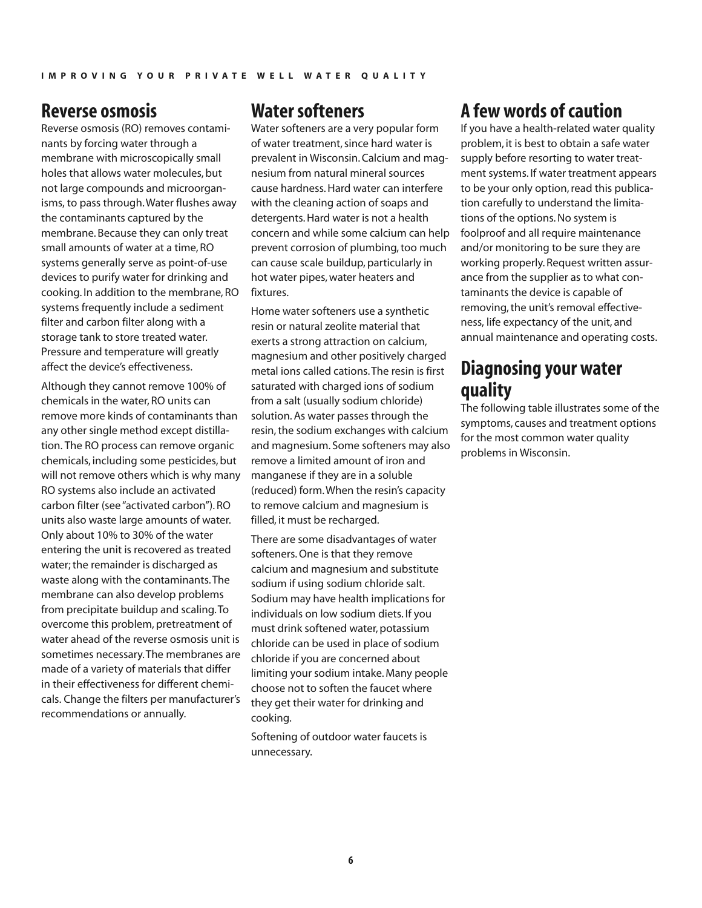## Reverse osmosis

Reverse osmosis (RO) removes contaminants by forcing water through a membrane with microscopically small holes that allows water molecules, but not large compounds and microorganisms, to pass through. Water flushes away the contaminants captured by the membrane. Because they can only treat small amounts of water at a time, RO systems generally serve as point-of-use devices to purify water for drinking and cooking. In addition to the membrane, RO systems frequently include a sediment filter and carbon filter along with a storage tank to store treated water. Pressure and temperature will greatly affect the device's effectiveness.

Although they cannot remove 100% of chemicals in the water, RO units can remove more kinds of contaminants than any other single method except distillation. The RO process can remove organic chemicals, including some pesticides, but will not remove others which is why many RO systems also include an activated carbon filter (see "activated carbon"). RO units also waste large amounts of water. Only about 10% to 30% of the water entering the unit is recovered as treated water; the remainder is discharged as waste along with the contaminants. The membrane can also develop problems from precipitate buildup and scaling. To overcome this problem, pretreatment of water ahead of the reverse osmosis unit is sometimes necessary. The membranes are made of a variety of materials that differ in their effectiveness for different chemicals. Change the filters per manufacturer's recommendations or annually.

## Water softeners

Water softeners are a very popular form of water treatment, since hard water is prevalent in Wisconsin. Calcium and magnesium from natural mineral sources cause hardness. Hard water can interfere with the cleaning action of soaps and detergents. Hard water is not a health concern and while some calcium can help prevent corrosion of plumbing, too much can cause scale buildup, particularly in hot water pipes, water heaters and fixtures.

Home water softeners use a synthetic resin or natural zeolite material that exerts a strong attraction on calcium, magnesium and other positively charged metal ions called cations. The resin is first saturated with charged ions of sodium from a salt (usually sodium chloride) solution. As water passes through the resin, the sodium exchanges with calcium and magnesium. Some softeners may also remove a limited amount of iron and manganese if they are in a soluble (reduced) form. When the resin's capacity to remove calcium and magnesium is filled, it must be recharged.

There are some disadvantages of water softeners. One is that they remove calcium and magnesium and substitute sodium if using sodium chloride salt. Sodium may have health implications for individuals on low sodium diets. If you must drink softened water, potassium chloride can be used in place of sodium chloride if you are concerned about limiting your sodium intake. Many people choose not to soften the faucet where they get their water for drinking and cooking.

Softening of outdoor water faucets is unnecessary.

## A few words of caution

If you have a health-related water quality problem, it is best to obtain a safe water supply before resorting to water treatment systems. If water treatment appears to be your only option, read this publication carefully to understand the limitations of the options. No system is foolproof and all require maintenance and/or monitoring to be sure they are working properly. Request written assurance from the supplier as to what contaminants the device is capable of removing, the unit's removal effectiveness, life expectancy of the unit, and annual maintenance and operating costs.

## Diagnosing your water quality

The following table illustrates some of the symptoms, causes and treatment options for the most common water quality problems in Wisconsin.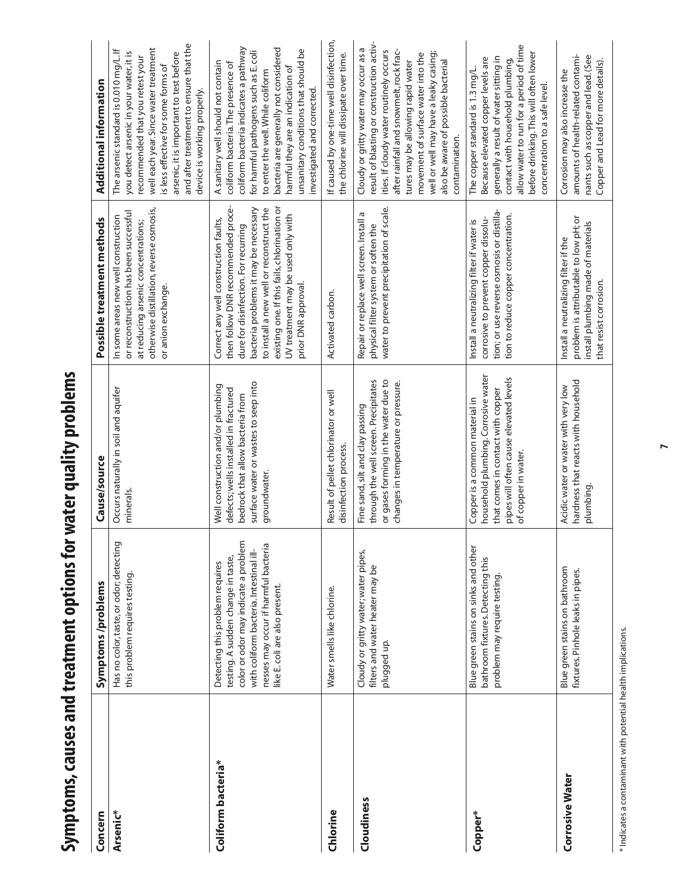# Symptoms, causes and treatment options for water quality problems

| Concern | Symptoms /problems | Cause/source | Possible treatment methods | Additional information |
|---|---|---|---|---|
| **Arsenic*** | Has no color, taste, or odor; detecting this problem requires testing. | Occurs naturally in soil and aquifer minerals. | In some areas new well construction or reconstruction has been successful at reducing arsenic concentrations; otherwise distillation, reverse osmosis, or anion exchange. | The arsenic standard is 0.010 mg/L. If you detect arsenic in your water, it is recommended that you retest your well each year. Since water treatment is less effective for some forms of arsenic, it is important to test before and after treatment to ensure that the device is working properly. |
| **Coliform bacteria*** | Detecting this problem requires testing. A sudden change in taste, color or odor may indicate a problem with coliform bacteria. Intestinal illnesses may occur if harmful bacteria like E. coli are also present. | Well construction and/or plumbing defects; wells installed in fractured bedrock that allow bacteria from surface water or wastes to seep into groundwater. | Correct any well construction faults, then follow DNR recommended procedure for disinfection. For recurring bacteria problems it may be necessary to install a new well or reconstruct the existing one. If this fails, chlorination or UV treatment may be used only with prior DNR approval. | A sanitary well should not contain coliform bacteria. The presence of coliform bacteria indicates a pathway for harmful pathogens such as E. coli to enter the well. While coliform bacteria are generally not considered harmful they are an indication of unsanitary conditions that should be investigated and corrected. |
| **Chlorine** | Water smells like chlorine. | Result of pellet chlorinator or well disinfection process. | Activated carbon. | If caused by one-time well disinfection, the chlorine will dissipate over time. |
| **Cloudiness** | Cloudy or gritty water; water pipes, filters and water heater may be plugged up. | Fine sand, silt and clay passing through the well screen. Precipitates or gases forming in the water due to changes in temperature or pressure. | Repair or replace well screen. Install a physical filter system or soften the water to prevent precipitation of scale. | Cloudy or gritty water may occur as a result of blasting or construction activities. If cloudy water routinely occurs after rainfall and snowmelt, rock fractures may be allowing rapid water movement of surface water into the well or well may have a leaky casing; also be aware of possible bacterial contamination. |
| **Copper*** | Blue green stains on sinks and other bathroom fixtures. Detecting this problem may require testing. | Copper is a common material in household plumbing. Corrosive water that comes in contact with copper pipes will often cause elevated levels of copper in water. | Install a neutralizing filter if water is corrosive to prevent copper dissolution; or use reverse osmosis or distillation to reduce copper concentration. | The copper standard is 1.3 mg/L. Because elevated copper levels are generally a result of water sitting in contact with household plumbing, allow water to run for a period of time before drinking. This will often lower concentration to a safe level. |
| **Corrosive Water** | Blue green stains on bathroom fixtures. Pinhole leaks in pipes. | Acidic water or water with very low hardness that reacts with household plumbing. | Install a neutralizing filter if the problem is attributable to low pH; or install plumbing made of materials that resist corrosion. | Corrosion may also increase the amounts of health-related contaminants such as copper and lead. (See Copper and Lead for more details). |

\* Indicates a contaminant with potential health implications.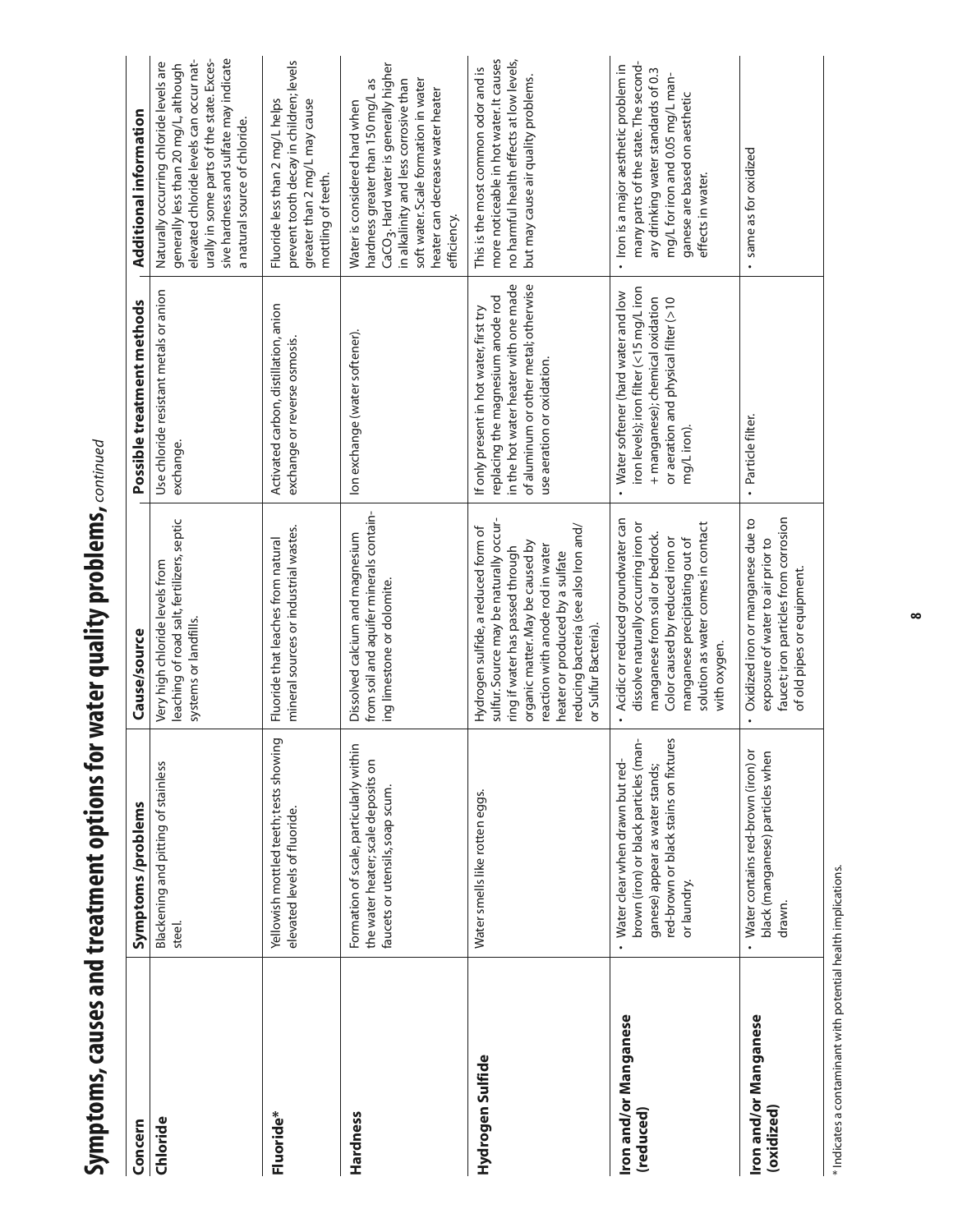# Symptoms, causes and treatment options for water quality problems, *continued*

| Concern | Symptoms /problems | Cause/source | Possible treatment methods | Additional information |
|---|---|---|---|---|
| **Chloride** | Blackening and pitting of stainless steel. | Very high chloride levels from leaching of road salt, fertilizers, septic systems or landfills. | Use chloride resistant metals or anion exchange. | Naturally occurring chloride levels are generally less than 20 mg/L, although elevated chloride levels can occur naturally in some parts of the state. Excessive hardness and sulfate may indicate a natural source of chloride. |
| **Fluoride*** | Yellowish mottled teeth; tests showing elevated levels of fluoride. | Fluoride that leaches from natural mineral sources or industrial wastes. | Activated carbon, distillation, anion exchange or reverse osmosis. | Fluoride less than 2 mg/L helps prevent tooth decay in children; levels greater than 2 mg/L may cause mottling of teeth. |
| **Hardness** | Formation of scale, particularly within the water heater; scale deposits on faucets or utensils, soap scum. | Dissolved calcium and magnesium from soil and aquifer minerals containing limestone or dolomite. | Ion exchange (water softener). | Water is considered hard when hardness greater than 150 mg/L as $CaCO_3$. Hard water is generally higher in alkalinity and less corrosive than soft water. Scale formation in water heater can decrease water heater efficiency. |
| **Hydrogen Sulfide** | Water smells like rotten eggs. | Hydrogen sulfide, a reduced form of sulfur. Source may be naturally occurring if water has passed through organic matter. May be caused by reaction with anode rod in water heater or produced by a sulfate reducing bacteria (see also Iron and/or Sulfur Bacteria). | If only present in hot water, first try replacing the magnesium anode rod in the hot water heater with one made of aluminum or other metal; otherwise use aeration or oxidation. | This is the most common odor and is more noticeable in hot water. It causes no harmful health effects at low levels, but may cause air quality problems. |
| **Iron and/or Manganese (reduced)** | • Water clear when drawn but red-brown (iron) or black particles (manganese) appear as water stands; red-brown or black stains on fixtures or laundry. | • Acidic or reduced groundwater can dissolve naturally occurring iron or manganese from soil or bedrock. Color caused by reduced iron or manganese precipitating out of solution as water comes in contact with oxygen. | • Water softener (hard water and low iron levels); iron filter (<15 mg/L iron + manganese); chemical oxidation or aeration and physical filter (>10 mg/L iron). | • Iron is a major aesthetic problem in many parts of the state. The secondary drinking water standards of 0.3 mg/L for iron and 0.05 mg/L manganese are based on aesthetic effects in water. |
| **Iron and/or Manganese (oxidized)** | • Water contains red-brown (iron) or black (manganese) particles when drawn. | • Oxidized iron or manganese due to exposure of water to air prior to faucet; iron particles from corrosion of old pipes or equipment. | • Particle filter. | • same as for oxidized |

\* Indicates a contaminant with potential health implications.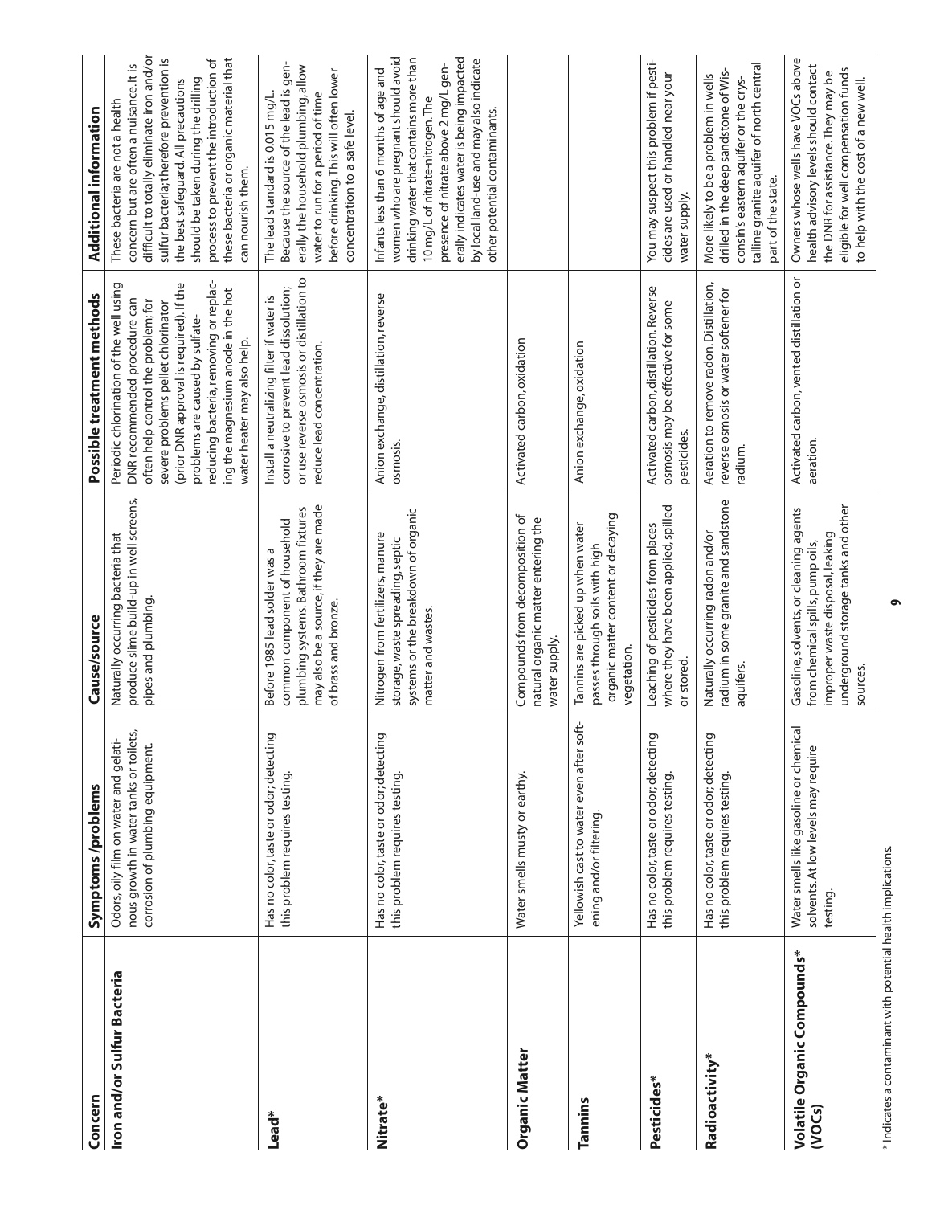| Concern | Symptoms /problems | Cause/source | Possible treatment methods | Additional information |
|---|---|---|---|---|
| **Iron and/or Sulfur Bacteria** | Odors, oily film on water and gelatinous growth in water tanks or toilets, corrosion of plumbing equipment. | Naturally occurring bacteria that produce slime build-up in well screens, pipes and plumbing. | Periodic chlorination of the well using DNR recommended procedure can often help control the problem; for severe problems pellet chlorinator (prior DNR approval is required). If the problems are caused by sulfate-reducing bacteria, removing or replacing the magnesium anode in the hot water heater may also help. | These bacteria are not a health concern but are often a nuisance. It is difficult to totally eliminate iron and/or sulfur bacteria; therefore prevention is the best safeguard. All precautions should be taken during the drilling process to prevent the introduction of these bacteria or organic material that can nourish them. |
| **Lead*** | Has no color, taste or odor; detecting this problem requires testing. | Before 1985 lead solder was a common component of household plumbing systems. Bathroom fixtures may also be a source, if they are made of brass and bronze. | Install a neutralizing filter if water is corrosive to prevent lead dissolution; or use reverse osmosis or distillation to reduce lead concentration. | The lead standard is 0.015 mg/L. Because the source of the lead is generally the household plumbing, allow water to run for a period of time before drinking. This will often lower concentration to a safe level. |
| **Nitrate*** | Has no color, taste or odor; detecting this problem requires testing. | Nitrogen from fertilizers, manure storage, waste spreading, septic systems or the breakdown of organic matter and wastes. | Anion exchange, distillation, reverse osmosis. | Infants less than 6 months of age and women who are pregnant should avoid drinking water that contains more than 10 mg/L of nitrate-nitrogen. The presence of nitrate above 2 mg/L generally indicates water is being impacted by local land-use and may also indicate other potential contaminants. |
| **Organic Matter** | Water smells musty or earthy. | Compounds from decomposition of natural organic matter entering the water supply. | Activated carbon, oxidation | |
| **Tannins** | Yellowish cast to water even after softening and/or filtering. | Tannins are picked up when water passes through soils with high organic matter content or decaying vegetation. | Anion exchange, oxidation | |
| **Pesticides*** | Has no color, taste or odor; detecting this problem requires testing. | Leaching of pesticides from places where they have been applied, spilled or stored. | Activated carbon, distillation. Reverse osmosis may be effective for some pesticides. | You may suspect this problem if pesticides are used or handled near your water supply. |
| **Radioactivity*** | Has no color, taste or odor; detecting this problem requires testing. | Naturally occurring radon and/or radium in some granite and sandstone aquifers. | Aeration to remove radon. Distillation, reverse osmosis or water softener for radium. | More likely to be a problem in wells drilled in the deep sandstone of Wisconsin's eastern aquifer or the crystalline granite aquifer of north central part of the state. |
| **Volatile Organic Compounds* (VOCs)** | Water smells like gasoline or chemical solvents. At low levels may require testing. | Gasoline, solvents, or cleaning agents from chemical spills, pump oils, improper waste disposal, leaking underground storage tanks and other sources. | Activated carbon, vented distillation or aeration. | Owners whose wells have VOCs above health advisory levels should contact the DNR for assistance. They may be eligible for well compensation funds to help with the cost of a new well. |

\* Indicates a contaminant with potential health implications.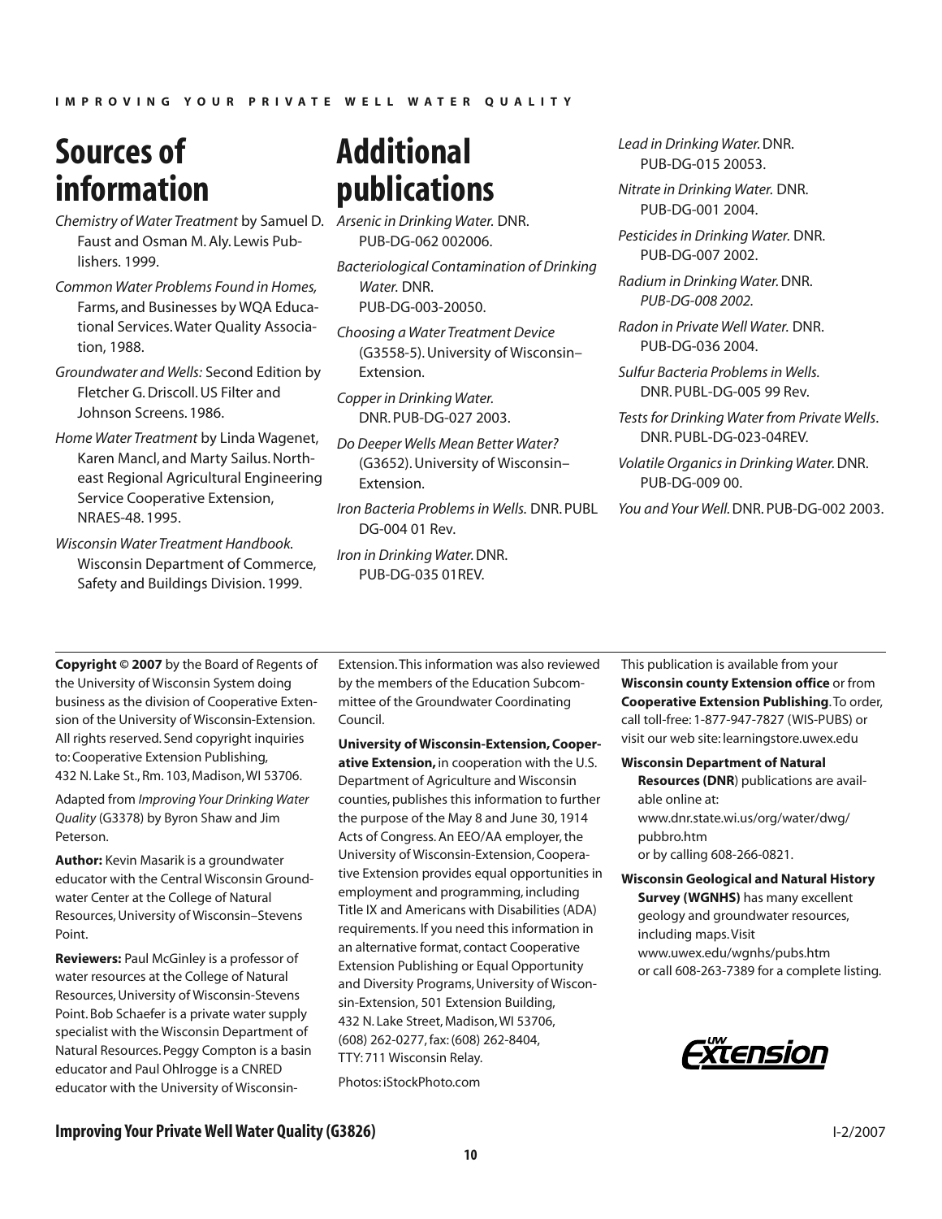## Sources of information

*Chemistry of Water Treatment* by Samuel D. Faust and Osman M. Aly. Lewis Publishers. 1999.

*Common Water Problems Found in Homes,* Farms, and Businesses by WQA Educational Services. Water Quality Association, 1988.

*Groundwater and Wells:* Second Edition by Fletcher G. Driscoll. US Filter and Johnson Screens. 1986.

*Home Water Treatment* by Linda Wagenet, Karen Mancl, and Marty Sailus. Northeast Regional Agricultural Engineering Service Cooperative Extension, NRAES-48. 1995.

*Wisconsin Water Treatment Handbook.* Wisconsin Department of Commerce, Safety and Buildings Division. 1999.

## Additional publications

*Arsenic in Drinking Water.* DNR. PUB-DG-062 002006.

*Bacteriological Contamination of Drinking Water.* DNR. PUB-DG-003-20050.

*Choosing a Water Treatment Device* (G3558-5). University of Wisconsin–Extension.

*Copper in Drinking Water.* DNR. PUB-DG-027 2003.

*Do Deeper Wells Mean Better Water?* (G3652). University of Wisconsin–Extension.

*Iron Bacteria Problems in Wells.* DNR. PUBL DG-004 01 Rev.

*Iron in Drinking Water.* DNR. PUB-DG-035 01REV.

*Lead in Drinking Water.* DNR. PUB-DG-015 20053.

*Nitrate in Drinking Water.* DNR. PUB-DG-001 2004.

*Pesticides in Drinking Water.* DNR. PUB-DG-007 2002.

*Radium in Drinking Water.* DNR. *PUB-DG-008 2002.*

*Radon in Private Well Water.* DNR. PUB-DG-036 2004.

*Sulfur Bacteria Problems in Wells.* DNR. PUBL-DG-005 99 Rev.

*Tests for Drinking Water from Private Wells*. DNR. PUBL-DG-023-04REV.

*Volatile Organics in Drinking Water.* DNR. PUB-DG-009 00.

*You and Your Well.* DNR. PUB-DG-002 2003.

---

**Copyright © 2007** by the Board of Regents of the University of Wisconsin System doing business as the division of Cooperative Extension of the University of Wisconsin-Extension. All rights reserved. Send copyright inquiries to: Cooperative Extension Publishing, 432 N. Lake St., Rm. 103, Madison, WI 53706.

Adapted from *Improving Your Drinking Water Quality* (G3378) by Byron Shaw and Jim Peterson.

**Author:** Kevin Masarik is a groundwater educator with the Central Wisconsin Groundwater Center at the College of Natural Resources, University of Wisconsin–Stevens Point.

**Reviewers:** Paul McGinley is a professor of water resources at the College of Natural Resources, University of Wisconsin-Stevens Point. Bob Schaefer is a private water supply specialist with the Wisconsin Department of Natural Resources. Peggy Compton is a basin educator and Paul Ohlrogge is a CNRED educator with the University of Wisconsin-Extension. This information was also reviewed by the members of the Education Subcommittee of the Groundwater Coordinating Council.

**University of Wisconsin-Extension, Cooperative Extension,** in cooperation with the U.S. Department of Agriculture and Wisconsin counties, publishes this information to further the purpose of the May 8 and June 30, 1914 Acts of Congress. An EEO/AA employer, the University of Wisconsin-Extension, Cooperative Extension provides equal opportunities in employment and programming, including Title IX and Americans with Disabilities (ADA) requirements. If you need this information in an alternative format, contact Cooperative Extension Publishing or Equal Opportunity and Diversity Programs, University of Wisconsin-Extension, 501 Extension Building, 432 N. Lake Street, Madison, WI 53706, (608) 262-0277, fax: (608) 262-8404, TTY: 711 Wisconsin Relay.

Photos: iStockPhoto.com

This publication is available from your **Wisconsin county Extension office** or from **Cooperative Extension Publishing**. To order, call toll-free: 1-877-947-7827 (WIS-PUBS) or visit our web site: learningstore.uwex.edu

**Wisconsin Department of Natural Resources (DNR)** publications are available online at: www.dnr.state.wi.us/org/water/dwg/pubbro.htm or by calling 608-266-0821.

**Wisconsin Geological and Natural History Survey (WGNHS)** has many excellent geology and groundwater resources, including maps. Visit www.uwex.edu/wgnhs/pubs.htm or call 608-263-7389 for a complete listing.

UW Extension

**Improving Your Private Well Water Quality (G3826)** I-2/2007